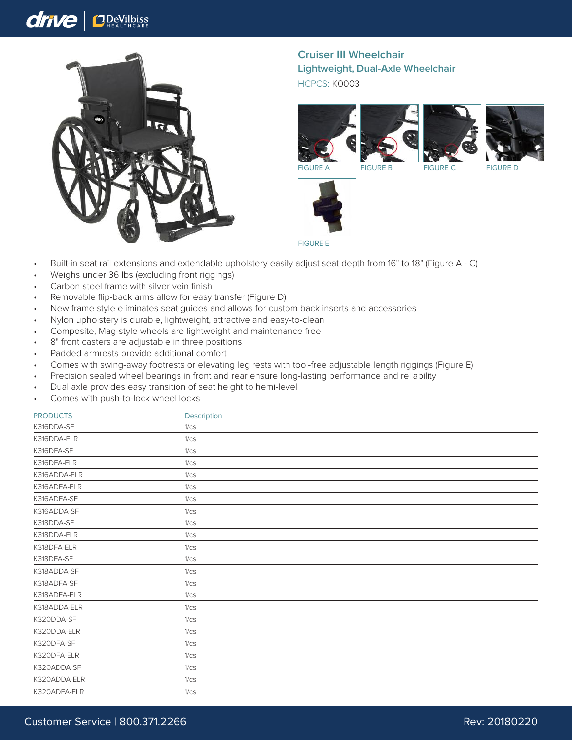# Cruiser III Wheelchair

## Lightweight, Dual-Axle Wheelchair

HCPCS: K0003

FIGURE A

FIGURE B

FIGURE C

FIGURE D

FIGURE E

- Built-in seat rail extensions and extendable upholstery easily adjust seat depth from 16" to 18" (Figure A - C)
- Weighs under 36 lbs (excluding front riggings)
- Carbon steel frame with silver vein finish
- Removable flip-back arms allow for easy transfer (Figure D)
- New frame style eliminates seat guides and allows for custom back inserts and accessories
- Nylon upholstery is durable, lightweight, attractive and easy-to-clean
- Composite, Mag-style wheels are lightweight and maintenance free
- 8" front casters are adjustable in three positions
- Padded armrests provide additional comfort
- Comes with swing-away footrests or elevating leg rests with tool-free adjustable length riggings (Figure E)
- Precision sealed wheel bearings in front and rear ensure long-lasting performance and reliability
- Dual axle provides easy transition of seat height to hemi-level
- Comes with push-to-lock wheel locks

| PRODUCTS | Description |
|---|---|
| K316DDA-SF | 1/cs |
| K316DDA-ELR | 1/cs |
| K316DFA-SF | 1/cs |
| K316DFA-ELR | 1/cs |
| K316ADDA-ELR | 1/cs |
| K316ADFA-ELR | 1/cs |
| K316ADFA-SF | 1/cs |
| K316ADDA-SF | 1/cs |
| K318DDA-SF | 1/cs |
| K318DDA-ELR | 1/cs |
| K318DFA-ELR | 1/cs |
| K318DFA-SF | 1/cs |
| K318ADDA-SF | 1/cs |
| K318ADFA-SF | 1/cs |
| K318ADFA-ELR | 1/cs |
| K318ADDA-ELR | 1/cs |
| K320DDA-SF | 1/cs |
| K320DDA-ELR | 1/cs |
| K320DFA-SF | 1/cs |
| K320DFA-ELR | 1/cs |
| K320ADDA-SF | 1/cs |
| K320ADDA-ELR | 1/cs |
| K320ADFA-ELR | 1/cs |

Customer Service | 800.371.2266

Rev: 20180220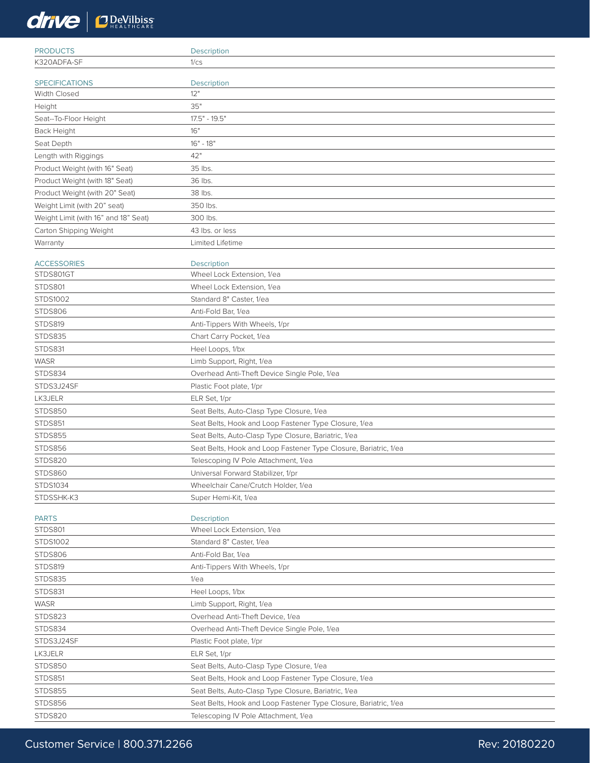| PRODUCTS | Description |
| --- | --- |
| K320ADFA-SF | 1/cs |

| SPECIFICATIONS | Description |
| --- | --- |
| Width Closed | 12" |
| Height | 35" |
| Seat--To-Floor Height | 17.5" - 19.5" |
| Back Height | 16" |
| Seat Depth | 16" - 18" |
| Length with Riggings | 42" |
| Product Weight (with 16" Seat) | 35 lbs. |
| Product Weight (with 18" Seat) | 36 lbs. |
| Product Weight (with 20" Seat) | 38 lbs. |
| Weight Limit (with 20" seat) | 350 lbs. |
| Weight Limit (with 16" and 18" Seat) | 300 lbs. |
| Carton Shipping Weight | 43 lbs. or less |
| Warranty | Limited Lifetime |

| ACCESSORIES | Description |
| --- | --- |
| STDS801GT | Wheel Lock Extension, 1/ea |
| STDS801 | Wheel Lock Extension, 1/ea |
| STDS1002 | Standard 8" Caster, 1/ea |
| STDS806 | Anti-Fold Bar, 1/ea |
| STDS819 | Anti-Tippers With Wheels, 1/pr |
| STDS835 | Chart Carry Pocket, 1/ea |
| STDS831 | Heel Loops, 1/bx |
| WASR | Limb Support, Right, 1/ea |
| STDS834 | Overhead Anti-Theft Device Single Pole, 1/ea |
| STDS3J24SF | Plastic Foot plate, 1/pr |
| LK3JELR | ELR Set, 1/pr |
| STDS850 | Seat Belts, Auto-Clasp Type Closure, 1/ea |
| STDS851 | Seat Belts, Hook and Loop Fastener Type Closure, 1/ea |
| STDS855 | Seat Belts, Auto-Clasp Type Closure, Bariatric, 1/ea |
| STDS856 | Seat Belts, Hook and Loop Fastener Type Closure, Bariatric, 1/ea |
| STDS820 | Telescoping IV Pole Attachment, 1/ea |
| STDS860 | Universal Forward Stabilizer, 1/pr |
| STDS1034 | Wheelchair Cane/Crutch Holder, 1/ea |
| STDSSHK-K3 | Super Hemi-Kit, 1/ea |

| PARTS | Description |
| --- | --- |
| STDS801 | Wheel Lock Extension, 1/ea |
| STDS1002 | Standard 8" Caster, 1/ea |
| STDS806 | Anti-Fold Bar, 1/ea |
| STDS819 | Anti-Tippers With Wheels, 1/pr |
| STDS835 | 1/ea |
| STDS831 | Heel Loops, 1/bx |
| WASR | Limb Support, Right, 1/ea |
| STDS823 | Overhead Anti-Theft Device, 1/ea |
| STDS834 | Overhead Anti-Theft Device Single Pole, 1/ea |
| STDS3J24SF | Plastic Foot plate, 1/pr |
| LK3JELR | ELR Set, 1/pr |
| STDS850 | Seat Belts, Auto-Clasp Type Closure, 1/ea |
| STDS851 | Seat Belts, Hook and Loop Fastener Type Closure, 1/ea |
| STDS855 | Seat Belts, Auto-Clasp Type Closure, Bariatric, 1/ea |
| STDS856 | Seat Belts, Hook and Loop Fastener Type Closure, Bariatric, 1/ea |
| STDS820 | Telescoping IV Pole Attachment, 1/ea |

Customer Service | 800.371.2266

Rev: 20180220